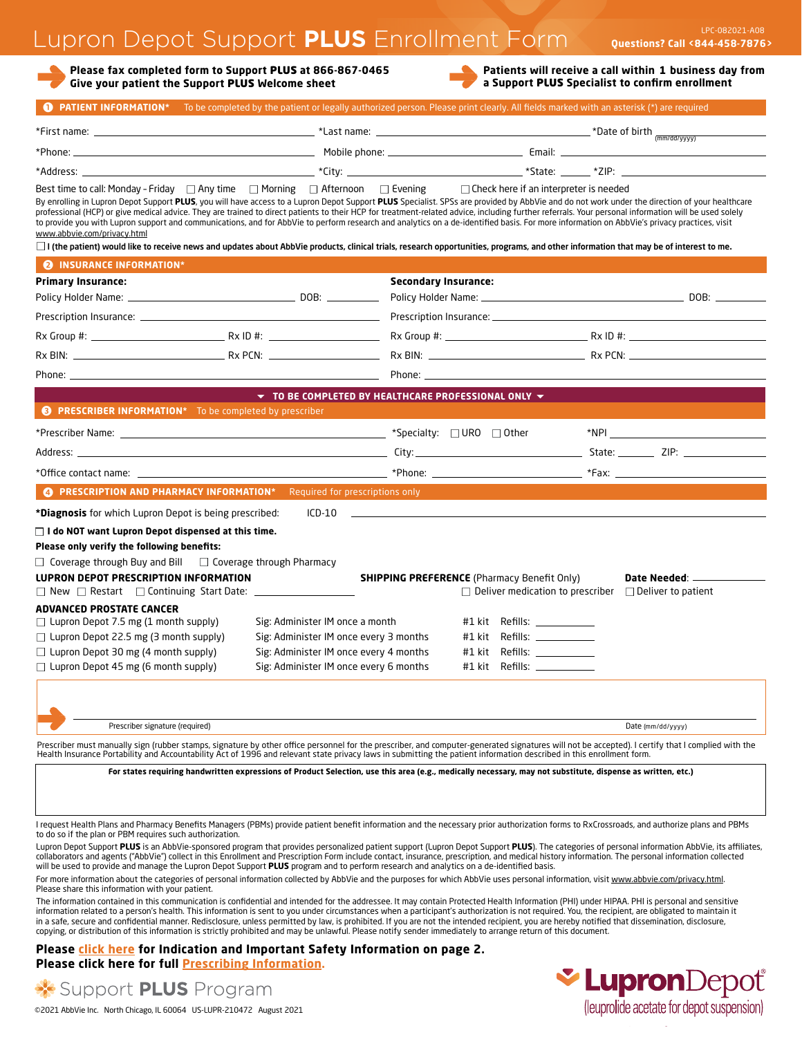# Lupron Depot Support **PLUS** Enrollment Form

LPC-082021-A08

**Questions? Call <844-458-7876>**

**Please fax completed form to Support PLUS at 866-867-0465**
**Give your patient the Support PLUS Welcome sheet**

**Patients will receive a call within 1 business day from a Support PLUS Specialist to confirm enrollment**

## 1 PATIENT INFORMATION*

To be completed by the patient or legally authorized person. Please print clearly. All fields marked with an asterisk (*) are required

*First name: ______________________ *Last name: ______________________ *Date of birth (mm/dd/yyyy) ______________

*Phone: ______________________ Mobile phone: ______________________ Email: ______________________

*Address: ______________________ *City: ______________________ *State: ______ *ZIP: ______________

Best time to call: Monday - Friday ☐ Any time ☐ Morning ☐ Afternoon ☐ Evening ☐ Check here if an interpreter is needed

By enrolling in Lupron Depot Support **PLUS**, you will have access to a Lupron Depot Support **PLUS** Specialist. SPSs are provided by AbbVie and do not work under the direction of your healthcare professional (HCP) or give medical advice. They are trained to direct patients to their HCP for treatment-related advice, including further referrals. Your personal information will be used solely to provide you with Lupron support and communications, and for AbbVie to perform research and analytics on a de-identified basis. For more information on AbbVie's privacy practices, visit www.abbvie.com/privacy.html

☐ **I (the patient) would like to receive news and updates about AbbVie products, clinical trials, research opportunities, programs, and other information that may be of interest to me.**

## 2 INSURANCE INFORMATION*

**Primary Insurance:**

Policy Holder Name: ______________________ DOB: __________

Prescription Insurance: ______________________

Rx Group #: ______________ Rx ID #: ______________

Rx BIN: ______________ Rx PCN: ______________

Phone: ______________________

**Secondary Insurance:**

Policy Holder Name: ______________________ DOB: __________

Prescription Insurance: ______________________

Rx Group #: ______________ Rx ID #: ______________

Rx BIN: ______________ Rx PCN: ______________

Phone: ______________________

**▼ TO BE COMPLETED BY HEALTHCARE PROFESSIONAL ONLY ▼**

## 3 PRESCRIBER INFORMATION*

To be completed by prescriber

*Prescriber Name: ______________________ *Specialty: ☐ URO ☐ Other *NPI ______________

Address: ______________________ City: ______________ State: ______ ZIP: ______________

*Office contact name: ______________________ *Phone: ______________ *Fax: ______________

## 4 PRESCRIPTION AND PHARMACY INFORMATION*

Required for prescriptions only

***Diagnosis** for which Lupron Depot is being prescribed: ICD-10 ______________________

☐ **I do NOT want Lupron Depot dispensed at this time.**

**Please only verify the following benefits:**

☐ Coverage through Buy and Bill ☐ Coverage through Pharmacy

**LUPRON DEPOT PRESCRIPTION INFORMATION**

☐ New ☐ Restart ☐ Continuing Start Date: ______________

**SHIPPING PREFERENCE** (Pharmacy Benefit Only)

☐ Deliver medication to prescriber ☐ Deliver to patient

**Date Needed**: ______________

**ADVANCED PROSTATE CANCER**

| Product | Sig | Quantity | Refills |
|---|---|---|---|
| ☐ Lupron Depot 7.5 mg (1 month supply) | Sig: Administer IM once a month | #1 kit | Refills: ________ |
| ☐ Lupron Depot 22.5 mg (3 month supply) | Sig: Administer IM once every 3 months | #1 kit | Refills: ________ |
| ☐ Lupron Depot 30 mg (4 month supply) | Sig: Administer IM once every 4 months | #1 kit | Refills: ________ |
| ☐ Lupron Depot 45 mg (6 month supply) | Sig: Administer IM once every 6 months | #1 kit | Refills: ________ |

______________________ Prescriber signature (required) ______________ Date (mm/dd/yyyy)

Prescriber must manually sign (rubber stamps, signature by other office personnel for the prescriber, and computer-generated signatures will not be accepted). I certify that I complied with the Health Insurance Portability and Accountability Act of 1996 and relevant state privacy laws in submitting the patient information described in this enrollment form.

**For states requiring handwritten expressions of Product Selection, use this area (e.g., medically necessary, may not substitute, dispense as written, etc.)**

I request Health Plans and Pharmacy Benefits Managers (PBMs) provide patient benefit information and the necessary prior authorization forms to RxCrossroads, and authorize plans and PBMs to do so if the plan or PBM requires such authorization.

Lupron Depot Support **PLUS** is an AbbVie-sponsored program that provides personalized patient support (Lupron Depot Support **PLUS**). The categories of personal information AbbVie, its affiliates, collaborators and agents ("AbbVie") collect in this Enrollment and Prescription Form include contact, insurance, prescription, and medical history information. The personal information collected will be used to provide and manage the Lupron Depot Support **PLUS** program and to perform research and analytics on a de-identified basis.

For more information about the categories of personal information collected by AbbVie and the purposes for which AbbVie uses personal information, visit www.abbvie.com/privacy.html. Please share this information with your patient.

The information contained in this communication is confidential and intended for the addressee. It may contain Protected Health Information (PHI) under HIPAA. PHI is personal and sensitive information related to a person's health. This information is sent to you under circumstances when a participant's authorization is not required. You, the recipient, are obligated to maintain it in a safe, secure and confidential manner. Redisclosure, unless permitted by law, is prohibited. If you are not the intended recipient, you are hereby notified that dissemination, disclosure, copying, or distribution of this information is strictly prohibited and may be unlawful. Please notify sender immediately to arrange return of this document.

**Please click here for Indication and Important Safety Information on page 2.**
**Please click here for full Prescribing Information.**

Support **PLUS** Program

©2021 AbbVie Inc. North Chicago, IL 60064 US-LUPR-210472 August 2021

LupronDepot® (leuprolide acetate for depot suspension)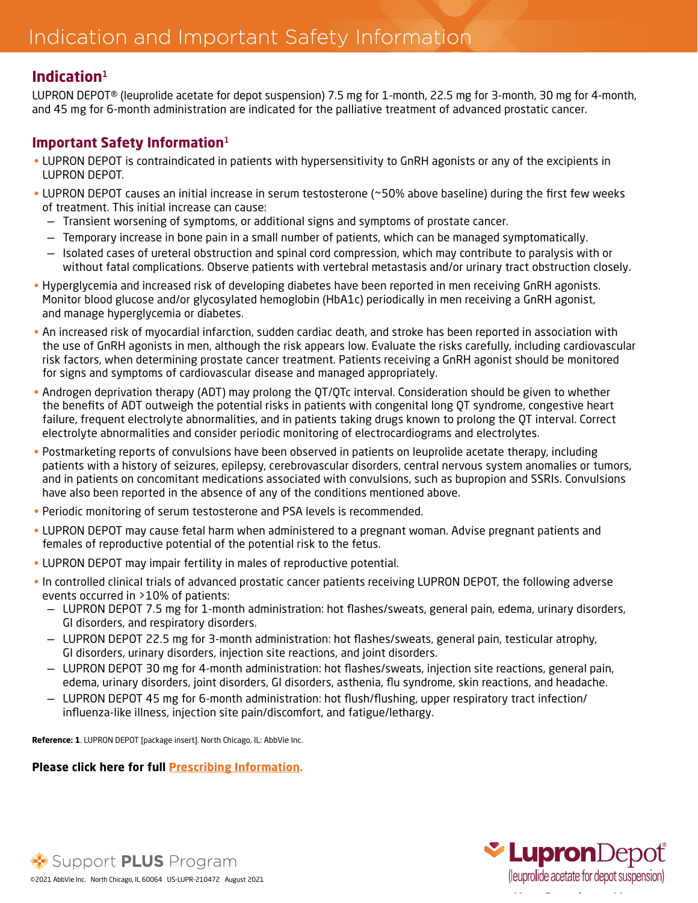# Indication and Important Safety Information

## Indication[1]

LUPRON DEPOT® (leuprolide acetate for depot suspension) 7.5 mg for 1-month, 22.5 mg for 3-month, 30 mg for 4-month, and 45 mg for 6-month administration are indicated for the palliative treatment of advanced prostatic cancer.

## Important Safety Information[1]

- LUPRON DEPOT is contraindicated in patients with hypersensitivity to GnRH agonists or any of the excipients in LUPRON DEPOT.
- LUPRON DEPOT causes an initial increase in serum testosterone (~50% above baseline) during the first few weeks of treatment. This initial increase can cause:
  - Transient worsening of symptoms, or additional signs and symptoms of prostate cancer.
  - Temporary increase in bone pain in a small number of patients, which can be managed symptomatically.
  - Isolated cases of ureteral obstruction and spinal cord compression, which may contribute to paralysis with or without fatal complications. Observe patients with vertebral metastasis and/or urinary tract obstruction closely.
- Hyperglycemia and increased risk of developing diabetes have been reported in men receiving GnRH agonists. Monitor blood glucose and/or glycosylated hemoglobin (HbA1c) periodically in men receiving a GnRH agonist, and manage hyperglycemia or diabetes.
- An increased risk of myocardial infarction, sudden cardiac death, and stroke has been reported in association with the use of GnRH agonists in men, although the risk appears low. Evaluate the risks carefully, including cardiovascular risk factors, when determining prostate cancer treatment. Patients receiving a GnRH agonist should be monitored for signs and symptoms of cardiovascular disease and managed appropriately.
- Androgen deprivation therapy (ADT) may prolong the QT/QTc interval. Consideration should be given to whether the benefits of ADT outweigh the potential risks in patients with congenital long QT syndrome, congestive heart failure, frequent electrolyte abnormalities, and in patients taking drugs known to prolong the QT interval. Correct electrolyte abnormalities and consider periodic monitoring of electrocardiograms and electrolytes.
- Postmarketing reports of convulsions have been observed in patients on leuprolide acetate therapy, including patients with a history of seizures, epilepsy, cerebrovascular disorders, central nervous system anomalies or tumors, and in patients on concomitant medications associated with convulsions, such as bupropion and SSRIs. Convulsions have also been reported in the absence of any of the conditions mentioned above.
- Periodic monitoring of serum testosterone and PSA levels is recommended.
- LUPRON DEPOT may cause fetal harm when administered to a pregnant woman. Advise pregnant patients and females of reproductive potential of the potential risk to the fetus.
- LUPRON DEPOT may impair fertility in males of reproductive potential.
- In controlled clinical trials of advanced prostatic cancer patients receiving LUPRON DEPOT, the following adverse events occurred in >10% of patients:
  - LUPRON DEPOT 7.5 mg for 1-month administration: hot flashes/sweats, general pain, edema, urinary disorders, GI disorders, and respiratory disorders.
  - LUPRON DEPOT 22.5 mg for 3-month administration: hot flashes/sweats, general pain, testicular atrophy, GI disorders, urinary disorders, injection site reactions, and joint disorders.
  - LUPRON DEPOT 30 mg for 4-month administration: hot flashes/sweats, injection site reactions, general pain, edema, urinary disorders, joint disorders, GI disorders, asthenia, flu syndrome, skin reactions, and headache.
  - LUPRON DEPOT 45 mg for 6-month administration: hot flush/flushing, upper respiratory tract infection/influenza-like illness, injection site pain/discomfort, and fatigue/lethargy.

**Reference: 1**. LUPRON DEPOT [package insert]. North Chicago, IL: AbbVie Inc.

**Please click here for full Prescribing Information.**

Support **PLUS** Program

©2021 AbbVie Inc. North Chicago, IL 60064 US-LUPR-210472 August 2021

LupronDepot® (leuprolide acetate for depot suspension)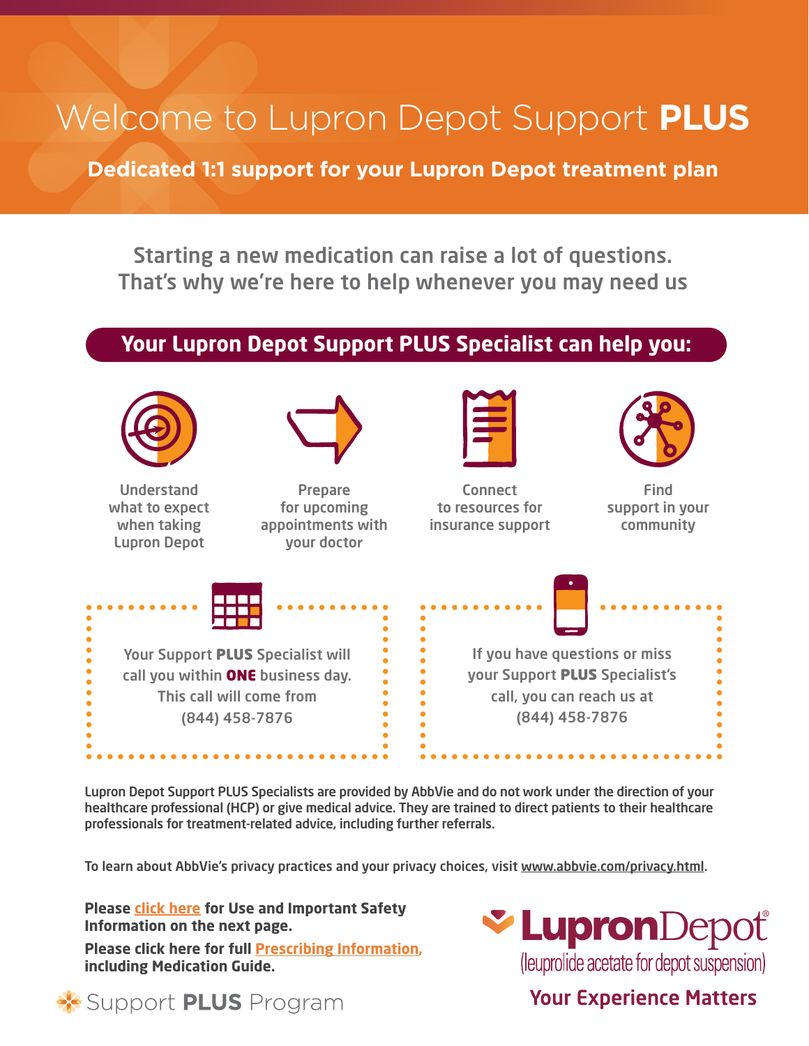# Welcome to Lupron Depot Support **PLUS**

**Dedicated 1:1 support for your Lupron Depot treatment plan**

## Starting a new medication can raise a lot of questions. That's why we're here to help whenever you may need us

### Your Lupron Depot Support PLUS Specialist can help you:

- Understand what to expect when taking Lupron Depot
- Prepare for upcoming appointments with your doctor
- Connect to resources for insurance support
- Find support in your community

Your Support **PLUS** Specialist will call you within **ONE** business day. This call will come from (844) 458-7876

If you have questions or miss your Support **PLUS** Specialist's call, you can reach us at (844) 458-7876

**Lupron Depot Support PLUS Specialists are provided by AbbVie and do not work under the direction of your healthcare professional (HCP) or give medical advice. They are trained to direct patients to their healthcare professionals for treatment-related advice, including further referrals.**

**To learn about AbbVie's privacy practices and your privacy choices, visit www.abbvie.com/privacy.html.**

**Please click here for Use and Important Safety Information on the next page.**

**Please click here for full Prescribing Information, including Medication Guide.**

Support **PLUS** Program

**LupronDepot**®
(leuprolide acetate for depot suspension)

**Your Experience Matters**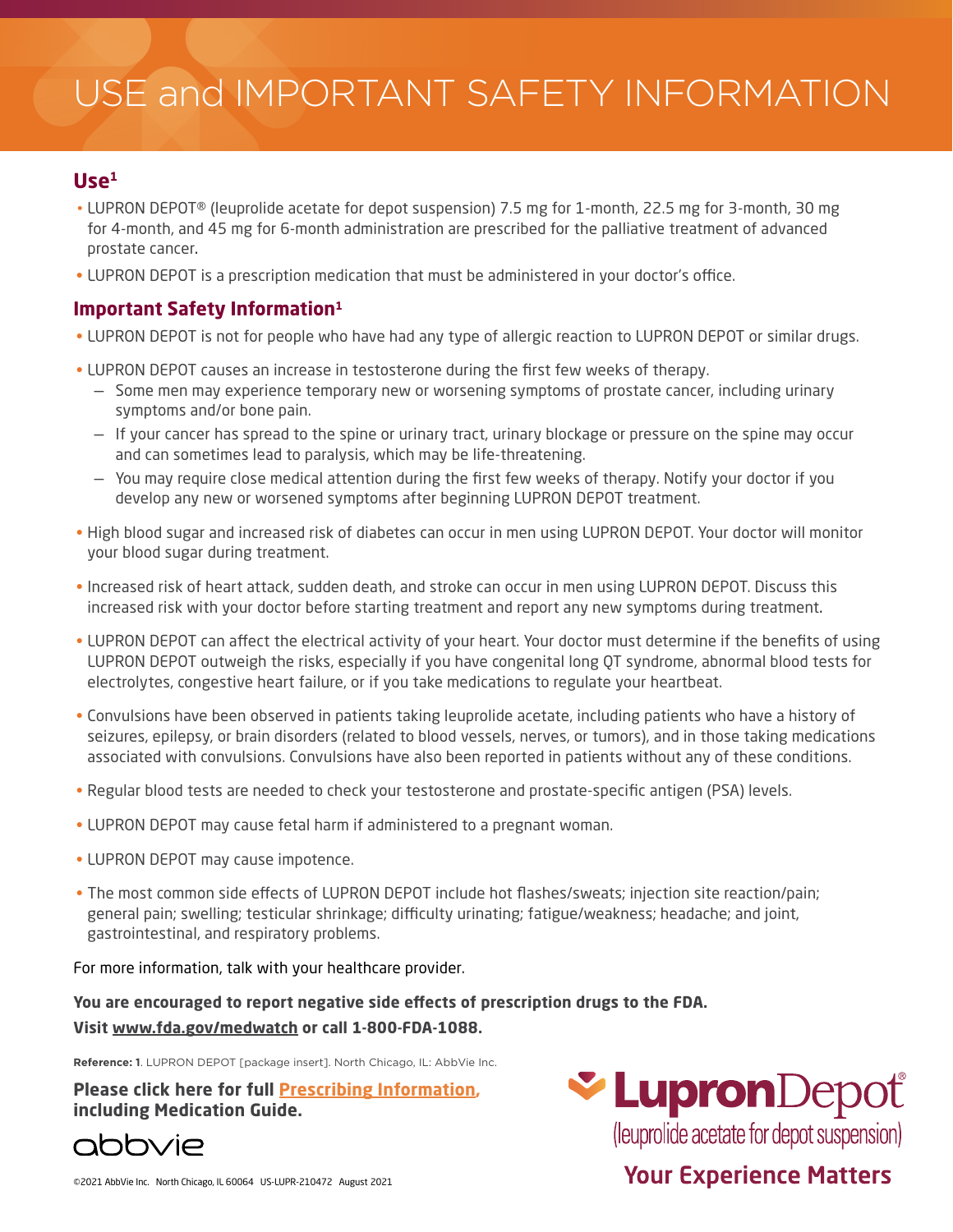# USE and IMPORTANT SAFETY INFORMATION

## Use[1]

- LUPRON DEPOT® (leuprolide acetate for depot suspension) 7.5 mg for 1-month, 22.5 mg for 3-month, 30 mg for 4-month, and 45 mg for 6-month administration are prescribed for the palliative treatment of advanced prostate cancer.
- LUPRON DEPOT is a prescription medication that must be administered in your doctor's office.

## Important Safety Information[1]

- LUPRON DEPOT is not for people who have had any type of allergic reaction to LUPRON DEPOT or similar drugs.
- LUPRON DEPOT causes an increase in testosterone during the first few weeks of therapy.
  - Some men may experience temporary new or worsening symptoms of prostate cancer, including urinary symptoms and/or bone pain.
  - If your cancer has spread to the spine or urinary tract, urinary blockage or pressure on the spine may occur and can sometimes lead to paralysis, which may be life-threatening.
  - You may require close medical attention during the first few weeks of therapy. Notify your doctor if you develop any new or worsened symptoms after beginning LUPRON DEPOT treatment.
- High blood sugar and increased risk of diabetes can occur in men using LUPRON DEPOT. Your doctor will monitor your blood sugar during treatment.
- Increased risk of heart attack, sudden death, and stroke can occur in men using LUPRON DEPOT. Discuss this increased risk with your doctor before starting treatment and report any new symptoms during treatment.
- LUPRON DEPOT can affect the electrical activity of your heart. Your doctor must determine if the benefits of using LUPRON DEPOT outweigh the risks, especially if you have congenital long QT syndrome, abnormal blood tests for electrolytes, congestive heart failure, or if you take medications to regulate your heartbeat.
- Convulsions have been observed in patients taking leuprolide acetate, including patients who have a history of seizures, epilepsy, or brain disorders (related to blood vessels, nerves, or tumors), and in those taking medications associated with convulsions. Convulsions have also been reported in patients without any of these conditions.
- Regular blood tests are needed to check your testosterone and prostate-specific antigen (PSA) levels.
- LUPRON DEPOT may cause fetal harm if administered to a pregnant woman.
- LUPRON DEPOT may cause impotence.
- The most common side effects of LUPRON DEPOT include hot flashes/sweats; injection site reaction/pain; general pain; swelling; testicular shrinkage; difficulty urinating; fatigue/weakness; headache; and joint, gastrointestinal, and respiratory problems.

For more information, talk with your healthcare provider.

**You are encouraged to report negative side effects of prescription drugs to the FDA.**
**Visit www.fda.gov/medwatch or call 1-800-FDA-1088.**

**Reference: 1**. LUPRON DEPOT [package insert]. North Chicago, IL: AbbVie Inc.

**Please click here for full Prescribing Information, including Medication Guide.**

abbvie

LupronDepot®
(leuprolide acetate for depot suspension)

**Your Experience Matters**

©2021 AbbVie Inc. North Chicago, IL 60064 US-LUPR-210472 August 2021